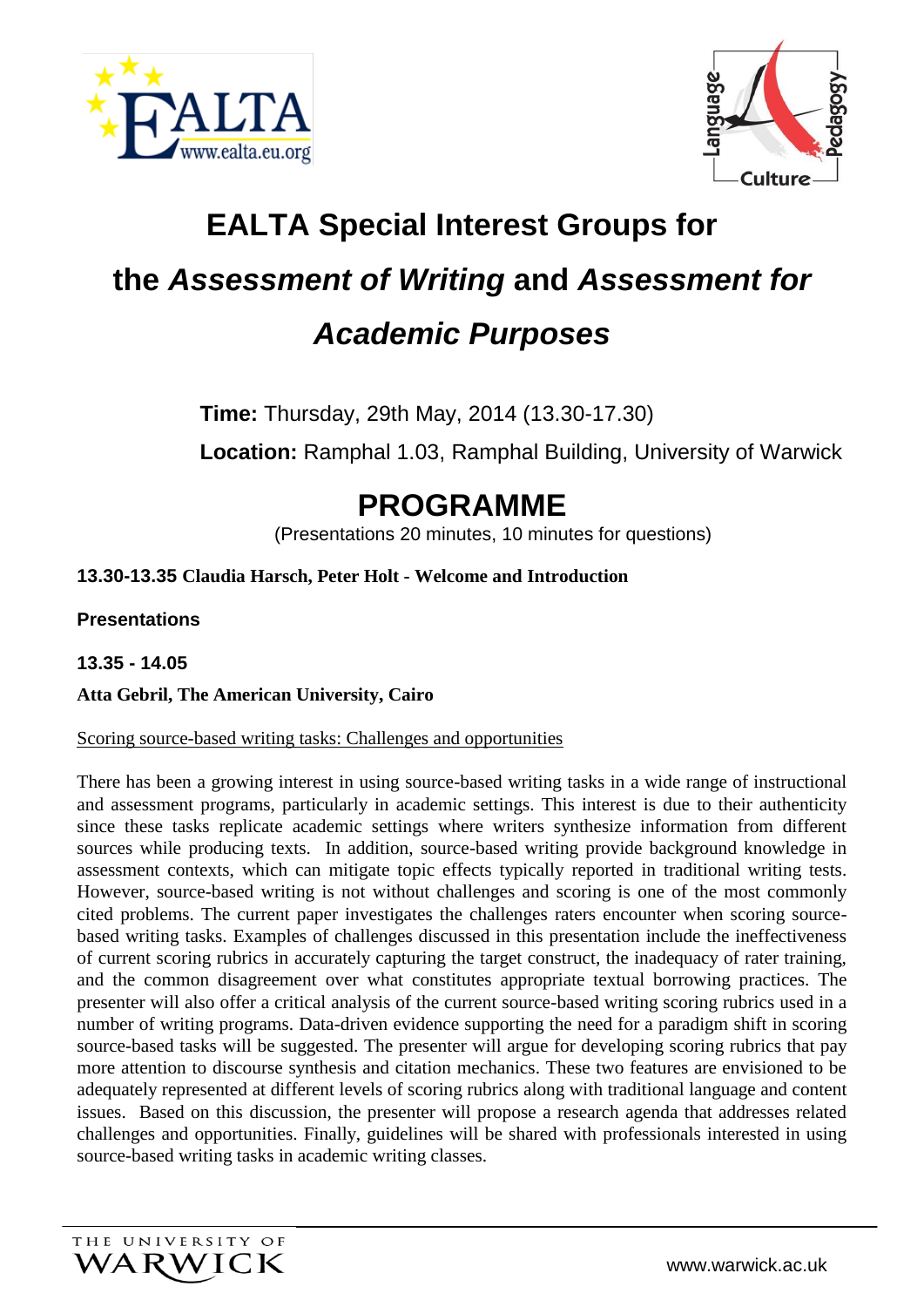# EALTA Special Interest Groups for the *Assessment of Writing* and *Assessment for Academic Purposes*

**Time:** Thursday, 29th May, 2014 (13.30-17.30)

**Location:** Ramphal 1.03, Ramphal Building, University of Warwick

## PROGRAMME

(Presentations 20 minutes, 10 minutes for questions)

**13.30-13.35 Claudia Harsch, Peter Holt - Welcome and Introduction**

**Presentations**

**13.35 - 14.05**

**Atta Gebril, The American University, Cairo**

Scoring source-based writing tasks: Challenges and opportunities

There has been a growing interest in using source-based writing tasks in a wide range of instructional and assessment programs, particularly in academic settings. This interest is due to their authenticity since these tasks replicate academic settings where writers synthesize information from different sources while producing texts. In addition, source-based writing provide background knowledge in assessment contexts, which can mitigate topic effects typically reported in traditional writing tests. However, source-based writing is not without challenges and scoring is one of the most commonly cited problems. The current paper investigates the challenges raters encounter when scoring source-based writing tasks. Examples of challenges discussed in this presentation include the ineffectiveness of current scoring rubrics in accurately capturing the target construct, the inadequacy of rater training, and the common disagreement over what constitutes appropriate textual borrowing practices. The presenter will also offer a critical analysis of the current source-based writing scoring rubrics used in a number of writing programs. Data-driven evidence supporting the need for a paradigm shift in scoring source-based tasks will be suggested. The presenter will argue for developing scoring rubrics that pay more attention to discourse synthesis and citation mechanics. These two features are envisioned to be adequately represented at different levels of scoring rubrics along with traditional language and content issues. Based on this discussion, the presenter will propose a research agenda that addresses related challenges and opportunities. Finally, guidelines will be shared with professionals interested in using source-based writing tasks in academic writing classes.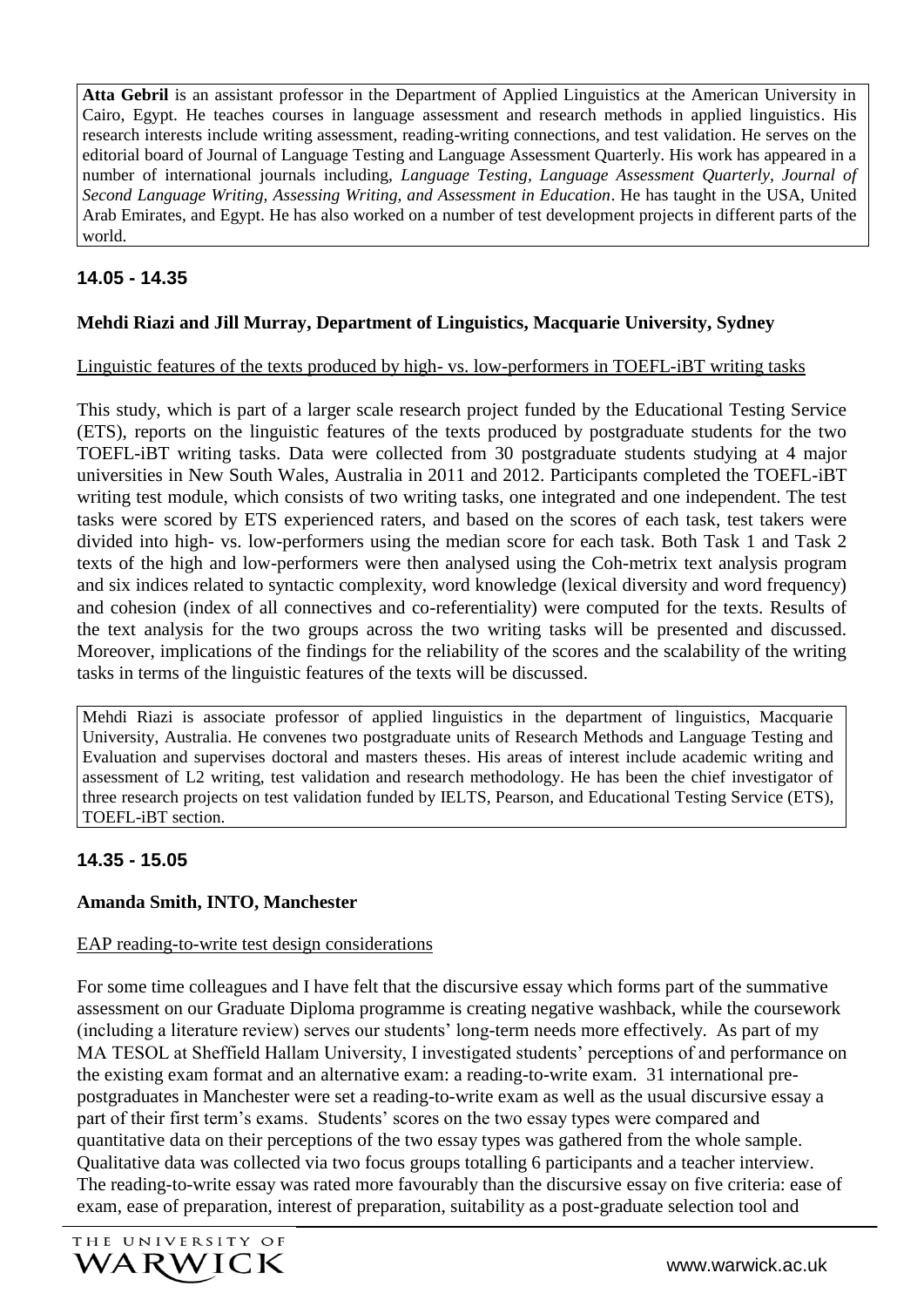**Atta Gebril** is an assistant professor in the Department of Applied Linguistics at the American University in Cairo, Egypt. He teaches courses in language assessment and research methods in applied linguistics. His research interests include writing assessment, reading-writing connections, and test validation. He serves on the editorial board of Journal of Language Testing and Language Assessment Quarterly. His work has appeared in a number of international journals including, *Language Testing, Language Assessment Quarterly, Journal of Second Language Writing, Assessing Writing, and Assessment in Education*. He has taught in the USA, United Arab Emirates, and Egypt. He has also worked on a number of test development projects in different parts of the world.

### 14.05 - 14.35

**Mehdi Riazi and Jill Murray, Department of Linguistics, Macquarie University, Sydney**

Linguistic features of the texts produced by high- vs. low-performers in TOEFL-iBT writing tasks

This study, which is part of a larger scale research project funded by the Educational Testing Service (ETS), reports on the linguistic features of the texts produced by postgraduate students for the two TOEFL-iBT writing tasks. Data were collected from 30 postgraduate students studying at 4 major universities in New South Wales, Australia in 2011 and 2012. Participants completed the TOEFL-iBT writing test module, which consists of two writing tasks, one integrated and one independent. The test tasks were scored by ETS experienced raters, and based on the scores of each task, test takers were divided into high- vs. low-performers using the median score for each task. Both Task 1 and Task 2 texts of the high and low-performers were then analysed using the Coh-metrix text analysis program and six indices related to syntactic complexity, word knowledge (lexical diversity and word frequency) and cohesion (index of all connectives and co-referentiality) were computed for the texts. Results of the text analysis for the two groups across the two writing tasks will be presented and discussed. Moreover, implications of the findings for the reliability of the scores and the scalability of the writing tasks in terms of the linguistic features of the texts will be discussed.

Mehdi Riazi is associate professor of applied linguistics in the department of linguistics, Macquarie University, Australia. He convenes two postgraduate units of Research Methods and Language Testing and Evaluation and supervises doctoral and masters theses. His areas of interest include academic writing and assessment of L2 writing, test validation and research methodology. He has been the chief investigator of three research projects on test validation funded by IELTS, Pearson, and Educational Testing Service (ETS), TOEFL-iBT section.

### 14.35 - 15.05

**Amanda Smith, INTO, Manchester**

EAP reading-to-write test design considerations

For some time colleagues and I have felt that the discursive essay which forms part of the summative assessment on our Graduate Diploma programme is creating negative washback, while the coursework (including a literature review) serves our students' long-term needs more effectively. As part of my MA TESOL at Sheffield Hallam University, I investigated students' perceptions of and performance on the existing exam format and an alternative exam: a reading-to-write exam. 31 international pre-postgraduates in Manchester were set a reading-to-write exam as well as the usual discursive essay a part of their first term's exams. Students' scores on the two essay types were compared and quantitative data on their perceptions of the two essay types was gathered from the whole sample. Qualitative data was collected via two focus groups totalling 6 participants and a teacher interview. The reading-to-write essay was rated more favourably than the discursive essay on five criteria: ease of exam, ease of preparation, interest of preparation, suitability as a post-graduate selection tool and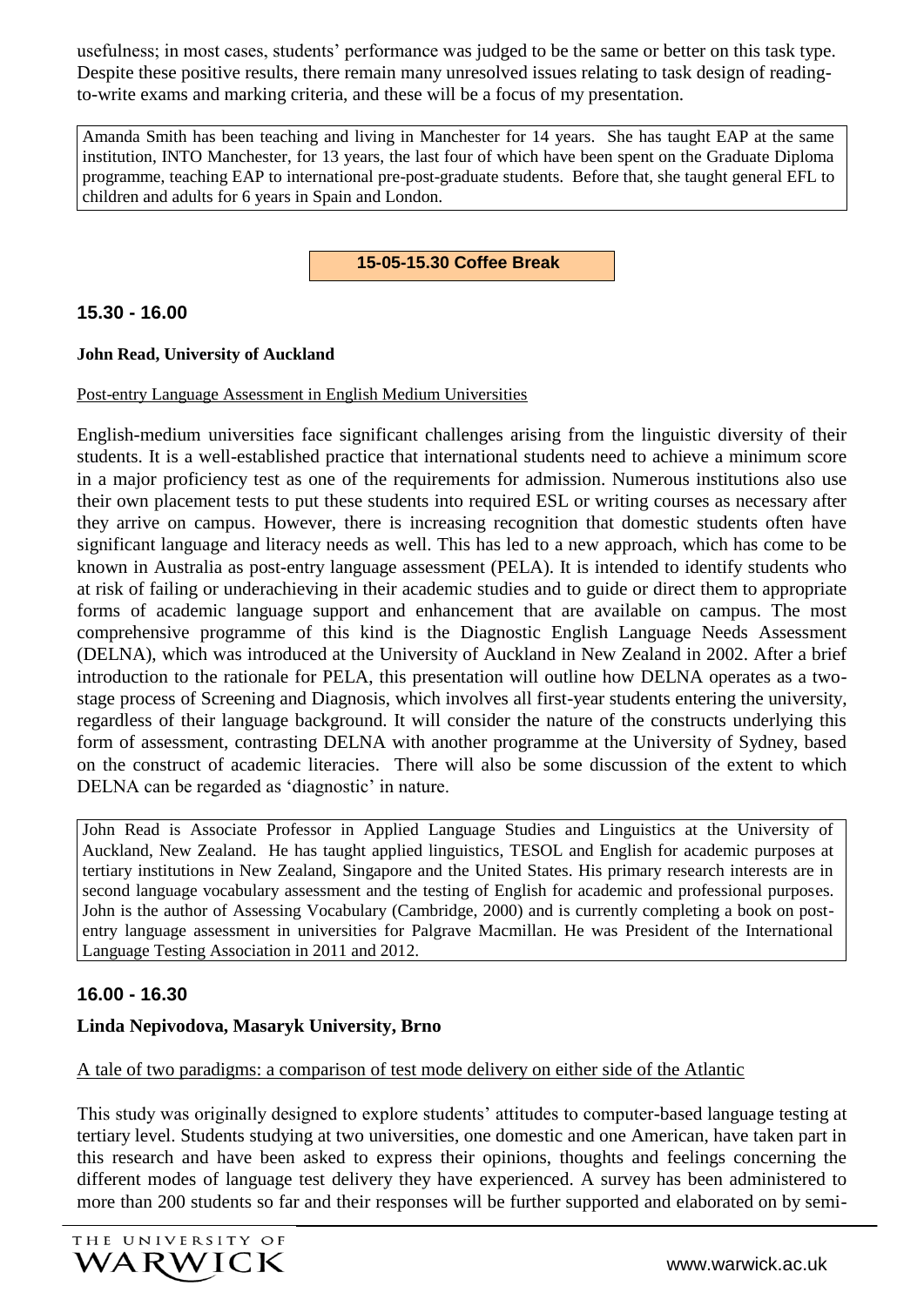usefulness; in most cases, students' performance was judged to be the same or better on this task type. Despite these positive results, there remain many unresolved issues relating to task design of reading-to-write exams and marking criteria, and these will be a focus of my presentation.

Amanda Smith has been teaching and living in Manchester for 14 years. She has taught EAP at the same institution, INTO Manchester, for 13 years, the last four of which have been spent on the Graduate Diploma programme, teaching EAP to international pre-post-graduate students. Before that, she taught general EFL to children and adults for 6 years in Spain and London.

**15-05-15.30 Coffee Break**

## 15.30 - 16.00

**John Read, University of Auckland**

Post-entry Language Assessment in English Medium Universities

English-medium universities face significant challenges arising from the linguistic diversity of their students. It is a well-established practice that international students need to achieve a minimum score in a major proficiency test as one of the requirements for admission. Numerous institutions also use their own placement tests to put these students into required ESL or writing courses as necessary after they arrive on campus. However, there is increasing recognition that domestic students often have significant language and literacy needs as well. This has led to a new approach, which has come to be known in Australia as post-entry language assessment (PELA). It is intended to identify students who at risk of failing or underachieving in their academic studies and to guide or direct them to appropriate forms of academic language support and enhancement that are available on campus. The most comprehensive programme of this kind is the Diagnostic English Language Needs Assessment (DELNA), which was introduced at the University of Auckland in New Zealand in 2002. After a brief introduction to the rationale for PELA, this presentation will outline how DELNA operates as a two-stage process of Screening and Diagnosis, which involves all first-year students entering the university, regardless of their language background. It will consider the nature of the constructs underlying this form of assessment, contrasting DELNA with another programme at the University of Sydney, based on the construct of academic literacies. There will also be some discussion of the extent to which DELNA can be regarded as 'diagnostic' in nature.

John Read is Associate Professor in Applied Language Studies and Linguistics at the University of Auckland, New Zealand. He has taught applied linguistics, TESOL and English for academic purposes at tertiary institutions in New Zealand, Singapore and the United States. His primary research interests are in second language vocabulary assessment and the testing of English for academic and professional purposes. John is the author of Assessing Vocabulary (Cambridge, 2000) and is currently completing a book on post-entry language assessment in universities for Palgrave Macmillan. He was President of the International Language Testing Association in 2011 and 2012.

## 16.00 - 16.30

**Linda Nepivodova, Masaryk University, Brno**

A tale of two paradigms: a comparison of test mode delivery on either side of the Atlantic

This study was originally designed to explore students' attitudes to computer-based language testing at tertiary level. Students studying at two universities, one domestic and one American, have taken part in this research and have been asked to express their opinions, thoughts and feelings concerning the different modes of language test delivery they have experienced. A survey has been administered to more than 200 students so far and their responses will be further supported and elaborated on by semi-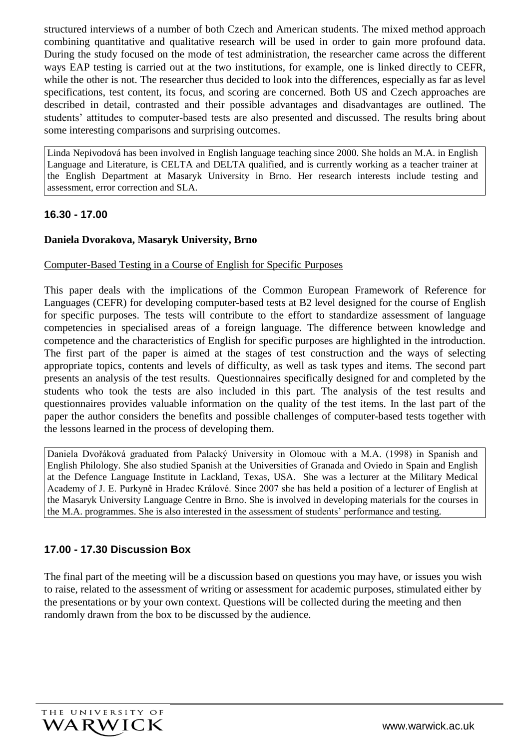structured interviews of a number of both Czech and American students. The mixed method approach combining quantitative and qualitative research will be used in order to gain more profound data. During the study focused on the mode of test administration, the researcher came across the different ways EAP testing is carried out at the two institutions, for example, one is linked directly to CEFR, while the other is not. The researcher thus decided to look into the differences, especially as far as level specifications, test content, its focus, and scoring are concerned. Both US and Czech approaches are described in detail, contrasted and their possible advantages and disadvantages are outlined. The students' attitudes to computer-based tests are also presented and discussed. The results bring about some interesting comparisons and surprising outcomes.

Linda Nepivodová has been involved in English language teaching since 2000. She holds an M.A. in English Language and Literature, is CELTA and DELTA qualified, and is currently working as a teacher trainer at the English Department at Masaryk University in Brno. Her research interests include testing and assessment, error correction and SLA.

### 16.30 - 17.00

**Daniela Dvorakova, Masaryk University, Brno**

Computer-Based Testing in a Course of English for Specific Purposes

This paper deals with the implications of the Common European Framework of Reference for Languages (CEFR) for developing computer-based tests at B2 level designed for the course of English for specific purposes. The tests will contribute to the effort to standardize assessment of language competencies in specialised areas of a foreign language. The difference between knowledge and competence and the characteristics of English for specific purposes are highlighted in the introduction. The first part of the paper is aimed at the stages of test construction and the ways of selecting appropriate topics, contents and levels of difficulty, as well as task types and items. The second part presents an analysis of the test results. Questionnaires specifically designed for and completed by the students who took the tests are also included in this part. The analysis of the test results and questionnaires provides valuable information on the quality of the test items. In the last part of the paper the author considers the benefits and possible challenges of computer-based tests together with the lessons learned in the process of developing them.

Daniela Dvořáková graduated from Palacký University in Olomouc with a M.A. (1998) in Spanish and English Philology. She also studied Spanish at the Universities of Granada and Oviedo in Spain and English at the Defence Language Institute in Lackland, Texas, USA. She was a lecturer at the Military Medical Academy of J. E. Purkyně in Hradec Králové. Since 2007 she has held a position of a lecturer of English at the Masaryk University Language Centre in Brno. She is involved in developing materials for the courses in the M.A. programmes. She is also interested in the assessment of students' performance and testing.

### 17.00 - 17.30 Discussion Box

The final part of the meeting will be a discussion based on questions you may have, or issues you wish to raise, related to the assessment of writing or assessment for academic purposes, stimulated either by the presentations or by your own context. Questions will be collected during the meeting and then randomly drawn from the box to be discussed by the audience.